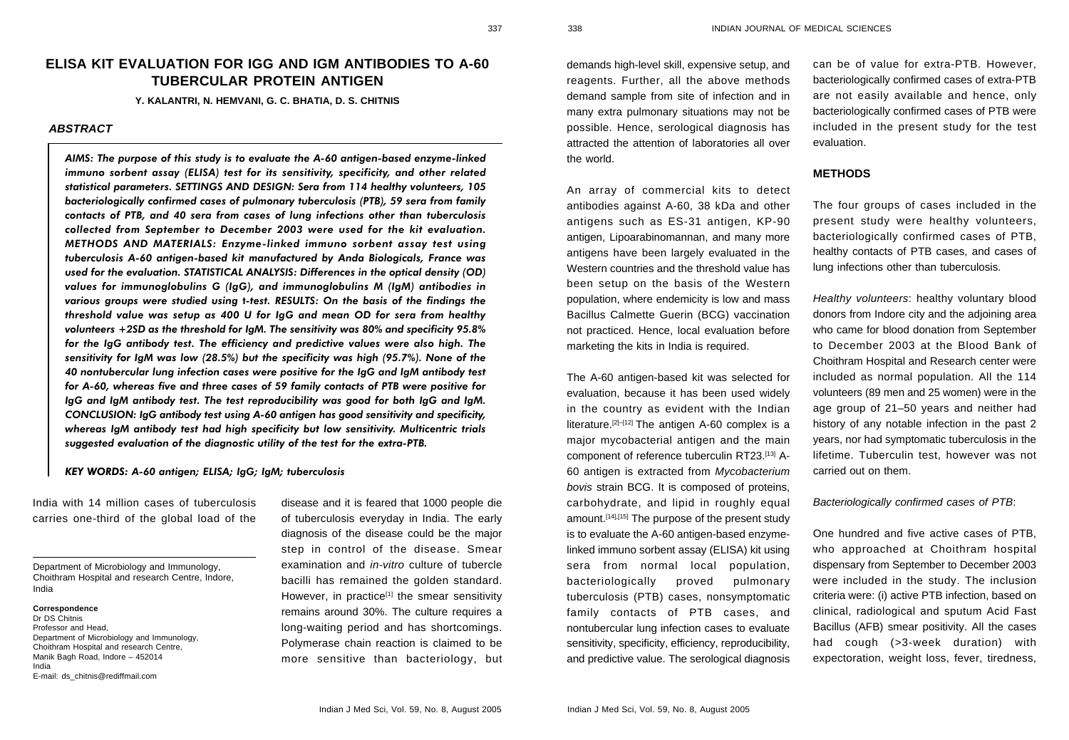# ELISA KIT EVALUATION FOR IGG AND IGM ANTIBODIES TO A-60 TUBERCULAR PROTEIN ANTIGEN

**Y. KALANTRI, N. HEMVANI, G. C. BHATIA, D. S. CHITNIS**

## ABSTRACT

*AIMS: The purpose of this study is to evaluate the A-60 antigen-based enzyme-linked immuno sorbent assay (ELISA) test for its sensitivity, specificity, and other related statistical parameters. SETTINGS AND DESIGN: Sera from 114 healthy volunteers, 105 bacteriologically confirmed cases of pulmonary tuberculosis (PTB), 59 sera from family contacts of PTB, and 40 sera from cases of lung infections other than tuberculosis collected from September to December 2003 were used for the kit evaluation. METHODS AND MATERIALS: Enzyme-linked immuno sorbent assay test using tuberculosis A-60 antigen-based kit manufactured by Anda Biologicals, France was used for the evaluation. STATISTICAL ANALYSIS: Differences in the optical density (OD) values for immunoglobulins G (IgG), and immunoglobulins M (IgM) antibodies in various groups were studied using t-test. RESULTS: On the basis of the findings the threshold value was setup as 400 U for IgG and mean OD for sera from healthy volunteers +2SD as the threshold for IgM. The sensitivity was 80% and specificity 95.8% for the IgG antibody test. The efficiency and predictive values were also high. The sensitivity for IgM was low (28.5%) but the specificity was high (95.7%). None of the 40 nontubercular lung infection cases were positive for the IgG and IgM antibody test for A-60, whereas five and three cases of 59 family contacts of PTB were positive for IgG and IgM antibody test. The test reproducibility was good for both IgG and IgM. CONCLUSION: IgG antibody test using A-60 antigen has good sensitivity and specificity, whereas IgM antibody test had high specificity but low sensitivity. Multicentric trials suggested evaluation of the diagnostic utility of the test for the extra-PTB.*

***KEY WORDS: A-60 antigen; ELISA; IgG; IgM; tuberculosis***

India with 14 million cases of tuberculosis carries one-third of the global load of the disease and it is feared that 1000 people die of tuberculosis everyday in India. The early diagnosis of the disease could be the major step in control of the disease. Smear examination and *in-vitro* culture of tubercle bacilli has remained the golden standard. However, in practice[1] the smear sensitivity remains around 30%. The culture requires a long-waiting period and has shortcomings. Polymerase chain reaction is claimed to be more sensitive than bacteriology, but demands high-level skill, expensive setup, and reagents. Further, all the above methods demand sample from site of infection and in many extra pulmonary situations may not be possible. Hence, serological diagnosis has attracted the attention of laboratories all over the world.

An array of commercial kits to detect antibodies against A-60, 38 kDa and other antigens such as ES-31 antigen, KP-90 antigen, Lipoarabinomannan, and many more antigens have been largely evaluated in the Western countries and the threshold value has been setup on the basis of the Western population, where endemicity is low and mass Bacillus Calmette Guerin (BCG) vaccination not practiced. Hence, local evaluation before marketing the kits in India is required.

The A-60 antigen-based kit was selected for evaluation, because it has been used widely in the country as evident with the Indian literature.[2]–[12] The antigen A-60 complex is a major mycobacterial antigen and the main component of reference tuberculin RT23.[13] A-60 antigen is extracted from *Mycobacterium bovis* strain BCG. It is composed of proteins, carbohydrate, and lipid in roughly equal amount.[14],[15] The purpose of the present study is to evaluate the A-60 antigen-based enzyme-linked immuno sorbent assay (ELISA) kit using sera from normal local population, bacteriologically proved pulmonary tuberculosis (PTB) cases, nonsymptomatic family contacts of PTB cases, and nontubercular lung infection cases to evaluate sensitivity, specificity, efficiency, reproducibility, and predictive value. The serological diagnosis can be of value for extra-PTB. However, bacteriologically confirmed cases of extra-PTB are not easily available and hence, only bacteriologically confirmed cases of PTB were included in the present study for the test evaluation.

## METHODS

The four groups of cases included in the present study were healthy volunteers, bacteriologically confirmed cases of PTB, healthy contacts of PTB cases, and cases of lung infections other than tuberculosis.

*Healthy volunteers*: healthy voluntary blood donors from Indore city and the adjoining area who came for blood donation from September to December 2003 at the Blood Bank of Choithram Hospital and Research center were included as normal population. All the 114 volunteers (89 men and 25 women) were in the age group of 21–50 years and neither had history of any notable infection in the past 2 years, nor had symptomatic tuberculosis in the lifetime. Tuberculin test, however was not carried out on them.

*Bacteriologically confirmed cases of PTB*:

One hundred and five active cases of PTB, who approached at Choithram hospital dispensary from September to December 2003 were included in the study. The inclusion criteria were: (i) active PTB infection, based on clinical, radiological and sputum Acid Fast Bacillus (AFB) smear positivity. All the cases had cough (>3-week duration) with expectoration, weight loss, fever, tiredness,

Department of Microbiology and Immunology, Choithram Hospital and research Centre, Indore, India

**Correspondence**
Dr DS Chitnis
Professor and Head,
Department of Microbiology and Immunology,
Choithram Hospital and research Centre,
Manik Bagh Road, Indore – 452014
India
E-mail: ds_chitnis@rediffmail.com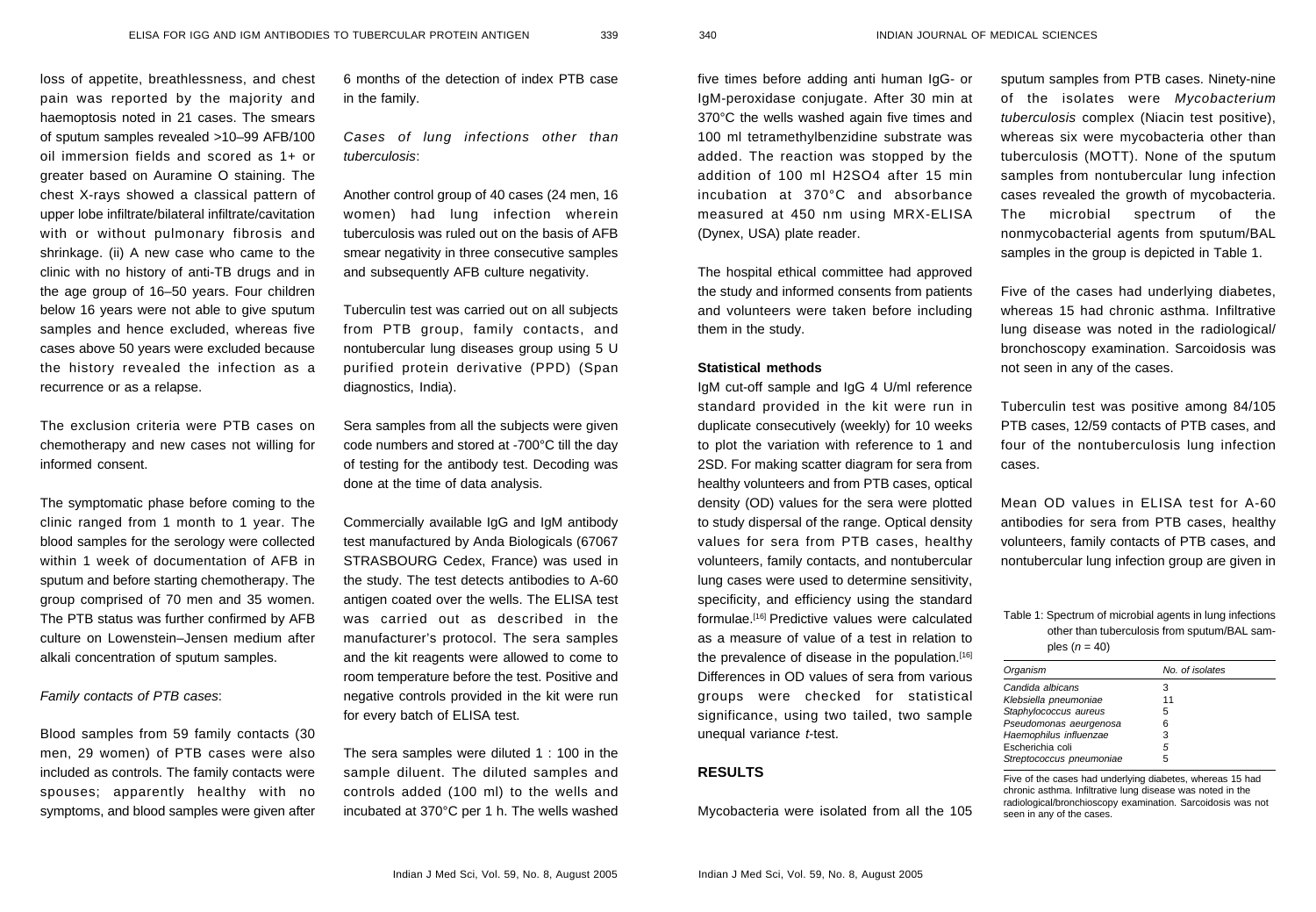loss of appetite, breathlessness, and chest pain was reported by the majority and haemoptysis noted in 21 cases. The smears of sputum samples revealed >10–99 AFB/100 oil immersion fields and scored as 1+ or greater based on Auramine O staining. The chest X-rays showed a classical pattern of upper lobe infiltrate/bilateral infiltrate/cavitation with or without pulmonary fibrosis and shrinkage. (ii) A new case who came to the clinic with no history of anti-TB drugs and in the age group of 16–50 years. Four children below 16 years were not able to give sputum samples and hence excluded, whereas five cases above 50 years were excluded because the history revealed the infection as a recurrence or as a relapse.

The exclusion criteria were PTB cases on chemotherapy and new cases not willing for informed consent.

The symptomatic phase before coming to the clinic ranged from 1 month to 1 year. The blood samples for the serology were collected within 1 week of documentation of AFB in sputum and before starting chemotherapy. The group comprised of 70 men and 35 women. The PTB status was further confirmed by AFB culture on Lowenstein–Jensen medium after alkali concentration of sputum samples.

*Family contacts of PTB cases*:

Blood samples from 59 family contacts (30 men, 29 women) of PTB cases were also included as controls. The family contacts were spouses; apparently healthy with no symptoms, and blood samples were given after 6 months of the detection of index PTB case in the family.

*Cases of lung infections other than tuberculosis*:

Another control group of 40 cases (24 men, 16 women) had lung infection wherein tuberculosis was ruled out on the basis of AFB smear negativity in three consecutive samples and subsequently AFB culture negativity.

Tuberculin test was carried out on all subjects from PTB group, family contacts, and nontubercular lung diseases group using 5 U purified protein derivative (PPD) (Span diagnostics, India).

Sera samples from all the subjects were given code numbers and stored at -700°C till the day of testing for the antibody test. Decoding was done at the time of data analysis.

Commercially available IgG and IgM antibody test manufactured by Anda Biologicals (67067 STRASBOURG Cedex, France) was used in the study. The test detects antibodies to A-60 antigen coated over the wells. The ELISA test was carried out as described in the manufacturer's protocol. The sera samples and the kit reagents were allowed to come to room temperature before the test. Positive and negative controls provided in the kit were run for every batch of ELISA test.

The sera samples were diluted 1 : 100 in the sample diluent. The diluted samples and controls added (100 ml) to the wells and incubated at 370°C per 1 h. The wells washed five times before adding anti human IgG- or IgM-peroxidase conjugate. After 30 min at 370°C the wells washed again five times and 100 ml tetramethylbenzidine substrate was added. The reaction was stopped by the addition of 100 ml $H_2SO_4$ after 15 min incubation at 370°C and absorbance measured at 450 nm using MRX-ELISA (Dynex, USA) plate reader.

The hospital ethical committee had approved the study and informed consents from patients and volunteers were taken before including them in the study.

### Statistical methods

IgM cut-off sample and IgG 4 U/ml reference standard provided in the kit were run in duplicate consecutively (weekly) for 10 weeks to plot the variation with reference to 1 and 2SD. For making scatter diagram for sera from healthy volunteers and from PTB cases, optical density (OD) values for the sera were plotted to study dispersal of the range. Optical density values for sera from PTB cases, healthy volunteers, family contacts, and nontubercular lung cases were used to determine sensitivity, specificity, and efficiency using the standard formulae.[16] Predictive values were calculated as a measure of value of a test in relation to the prevalence of disease in the population.[16] Differences in OD values of sera from various groups were checked for statistical significance, using two tailed, two sample unequal variance *t*-test.

## RESULTS

Mycobacteria were isolated from all the 105 sputum samples from PTB cases. Ninety-nine of the isolates were *Mycobacterium tuberculosis* complex (Niacin test positive), whereas six were mycobacteria other than tuberculosis (MOTT). None of the sputum samples from nontubercular lung infection cases revealed the growth of mycobacteria. The microbial spectrum of the nonmycobacterial agents from sputum/BAL samples in the group is depicted in Table 1.

Five of the cases had underlying diabetes, whereas 15 had chronic asthma. Infiltrative lung disease was noted in the radiological/bronchoscopy examination. Sarcoidosis was not seen in any of the cases.

Tuberculin test was positive among 84/105 PTB cases, 12/59 contacts of PTB cases, and four of the nontuberculosis lung infection cases.

Mean OD values in ELISA test for A-60 antibodies for sera from PTB cases, healthy volunteers, family contacts of PTB cases, and nontubercular lung infection group are given in

Table 1: Spectrum of microbial agents in lung infections other than tuberculosis from sputum/BAL samples ($n$ = 40)

| Organism | No. of isolates |
|---|---|
| *Candida albicans* | 3 |
| *Klebsiella pneumoniae* | 11 |
| *Staphylococcus aureus* | 5 |
| *Pseudomonas aeurgenosa* | 6 |
| *Haemophilus influenzae* | 3 |
| Escherichia coli | 5 |
| *Streptococcus pneumoniae* | 5 |

Five of the cases had underlying diabetes, whereas 15 had chronic asthma. Infiltrative lung disease was noted in the radiological/bronchoscopy examination. Sarcoidosis was not seen in any of the cases.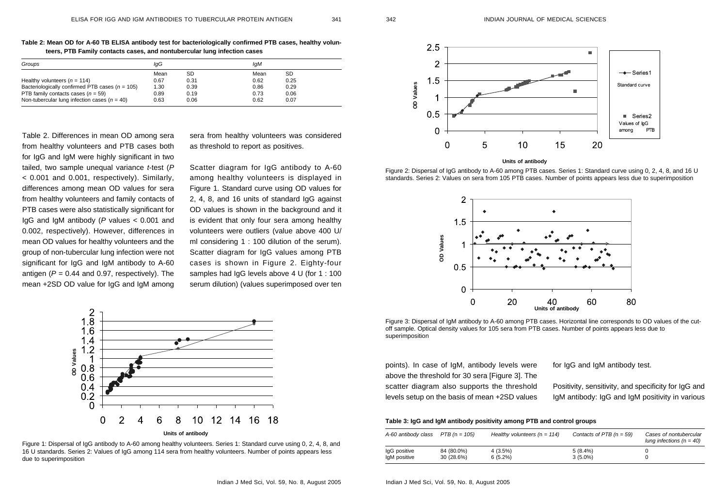**Table 2: Mean OD for A-60 TB ELISA antibody test for bacteriologically confirmed PTB cases, healthy volunteers, PTB Family contacts cases, and nontubercular lung infection cases**

| Groups | IgG | | IgM | |
|---|---|---|---|---|
| | Mean | SD | Mean | SD |
| Healthy volunteers (*n* = 114) | 0.67 | 0.31 | 0.62 | 0.25 |
| Bacteriologically confirmed PTB cases (*n* = 105) | 1.30 | 0.39 | 0.86 | 0.29 |
| PTB family contacts cases (*n* = 59) | 0.89 | 0.19 | 0.73 | 0.06 |
| Non-tubercular lung infection cases (*n* = 40) | 0.63 | 0.06 | 0.62 | 0.07 |

Table 2. Differences in mean OD among sera from healthy volunteers and PTB cases both for IgG and IgM were highly significant in two tailed, two sample unequal variance *t*-test ($P < 0.001$ and 0.001, respectively). Similarly, differences among mean OD values for sera from healthy volunteers and family contacts of PTB cases were also statistically significant for IgG and IgM antibody ($P$ values $< 0.001$ and 0.002, respectively). However, differences in mean OD values for healthy volunteers and the group of non-tubercular lung infection were not significant for IgG and IgM antibody to A-60 antigen ($P = 0.44$ and 0.97, respectively). The mean +2SD OD value for IgG and IgM among sera from healthy volunteers was considered as threshold to report as positives.

Scatter diagram for IgG antibody to A-60 among healthy volunteers is displayed in Figure 1. Standard curve using OD values for 2, 4, 8, and 16 units of standard IgG against OD values is shown in the background and it is evident that only four sera among healthy volunteers were outliers (value above 400 U/ml considering 1 : 100 dilution of the serum). Scatter diagram for IgG values among PTB cases is shown in Figure 2. Eighty-four samples had IgG levels above 4 U (for 1 : 100 serum dilution) (values superimposed over ten points). In case of IgM, antibody levels were above the threshold for 30 sera [Figure 3]. The scatter diagram also supports the threshold levels setup on the basis of mean +2SD values for IgG and IgM antibody test.

Figure 1: Dispersal of IgG antibody to A-60 among healthy volunteers. Series 1: Standard curve using 0, 2, 4, 8, and 16 U standards. Series 2: Values of IgG among 114 sera from healthy volunteers. Number of points appears less due to superimposition

Figure 2: Dispersal of IgG antibody to A-60 among PTB cases. Series 1: Standard curve using 0, 2, 4, 8, and 16 U standards. Series 2: Values on sera from 105 PTB cases. Number of points appears less due to superimposition

Figure 3: Dispersal of IgM antibody to A-60 among PTB cases. Horizontal line corresponds to OD values of the cut-off sample. Optical density values for 105 sera from PTB cases. Number of points appears less due to superimposition

Positivity, sensitivity, and specificity for IgG and IgM antibody: IgG and IgM positivity in various

**Table 3: IgG and IgM antibody positivity among PTB and control groups**

| A-60 antibody class | PTB (n = 105) | Healthy volunteers (n = 114) | Contacts of PTB (n = 59) | Cases of nontubercular lung infections (n = 40) |
|---|---|---|---|---|
| IgG positive | 84 (80.0%) | 4 (3.5%) | 5 (8.4%) | 0 |
| IgM positive | 30 (28.6%) | 6 (5.2%) | 3 (5.0%) | 0 |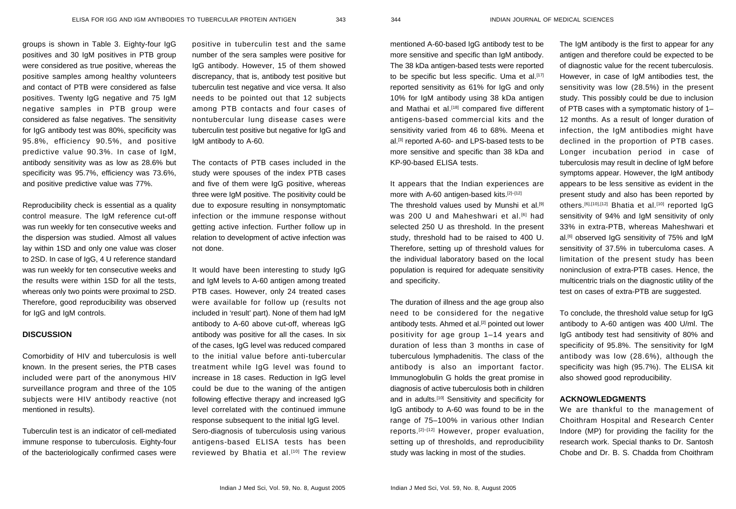groups is shown in Table 3. Eighty-four IgG positives and 30 IgM positives in PTB group were considered as true positive, whereas the positive samples among healthy volunteers and contact of PTB were considered as false positives. Twenty IgG negative and 75 IgM negative samples in PTB group were considered as false negatives. The sensitivity for IgG antibody test was 80%, specificity was 95.8%, efficiency 90.5%, and positive predictive value 90.3%. In case of IgM, antibody sensitivity was as low as 28.6% but specificity was 95.7%, efficiency was 73.6%, and positive predictive value was 77%.

Reproducibility check is essential as a quality control measure. The IgM reference cut-off was run weekly for ten consecutive weeks and the dispersion was studied. Almost all values lay within 1SD and only one value was closer to 2SD. In case of IgG, 4 U reference standard was run weekly for ten consecutive weeks and the results were within 1SD for all the tests, whereas only two points were proximal to 2SD. Therefore, good reproducibility was observed for IgG and IgM controls.

## DISCUSSION

Comorbidity of HIV and tuberculosis is well known. In the present series, the PTB cases included were part of the anonymous HIV surveillance program and three of the 105 subjects were HIV antibody reactive (not mentioned in results).

Tuberculin test is an indicator of cell-mediated immune response to tuberculosis. Eighty-four of the bacteriologically confirmed cases were positive in tuberculin test and the same number of the sera samples were positive for IgG antibody. However, 15 of them showed discrepancy, that is, antibody test positive but tuberculin test negative and vice versa. It also needs to be pointed out that 12 subjects among PTB contacts and four cases of nontubercular lung disease cases were tuberculin test positive but negative for IgG and IgM antibody to A-60.

The contacts of PTB cases included in the study were spouses of the index PTB cases and five of them were IgG positive, whereas three were IgM positive. The positivity could be due to exposure resulting in nonsymptomatic infection or the immune response without getting active infection. Further follow up in relation to development of active infection was not done.

It would have been interesting to study IgG and IgM levels to A-60 antigen among treated PTB cases. However, only 24 treated cases were available for follow up (results not included in 'result' part). None of them had IgM antibody to A-60 above cut-off, whereas IgG antibody was positive for all the cases. In six of the cases, IgG level was reduced compared to the initial value before anti-tubercular treatment while IgG level was found to increase in 18 cases. Reduction in IgG level could be due to the waning of the antigen following effective therapy and increased IgG level correlated with the continued immune response subsequent to the initial IgG level.
Sero-diagnosis of tuberculosis using various antigens-based ELISA tests has been reviewed by Bhatia et al.[10] The review mentioned A-60-based IgG antibody test to be more sensitive and specific than IgM antibody. The 38 kDa antigen-based tests were reported to be specific but less specific. Uma et al.[17] reported sensitivity as 61% for IgG and only 10% for IgM antibody using 38 kDa antigen and Mathai et al.[18] compared five different antigens-based commercial kits and the sensitivity varied from 46 to 68%. Meena et al.[3] reported A-60- and LPS-based tests to be more sensitive and specific than 38 kDa and KP-90-based ELISA tests.

It appears that the Indian experiences are more with A-60 antigen-based kits.[2]–[12]
The threshold values used by Munshi et al.[9] was 200 U and Maheshwari et al.[6] had selected 250 U as threshold. In the present study, threshold had to be raised to 400 U. Therefore, setting up of threshold values for the individual laboratory based on the local population is required for adequate sensitivity and specificity.

The duration of illness and the age group also need to be considered for the negative antibody tests. Ahmed et al.[2] pointed out lower positivity for age group 1–14 years and duration of less than 3 months in case of tuberculous lymphadenitis. The class of the antibody is also an important factor. Immunoglobulin G holds the great promise in diagnosis of active tuberculosis both in children and in adults.[10] Sensitivity and specificity for IgG antibody to A-60 was found to be in the range of 75–100% in various other Indian reports.[2]–[12] However, proper evaluation, setting up of thresholds, and reproducibility study was lacking in most of the studies.

The IgM antibody is the first to appear for any antigen and therefore could be expected to be of diagnostic value for the recent tuberculosis. However, in case of IgM antibodies test, the sensitivity was low (28.5%) in the present study. This possibly could be due to inclusion of PTB cases with a symptomatic history of 1–12 months. As a result of longer duration of infection, the IgM antibodies might have declined in the proportion of PTB cases. Longer incubation period in case of tuberculosis may result in decline of IgM before symptoms appear. However, the IgM antibody appears to be less sensitive as evident in the present study and also has been reported by others.[6],[10],[12] Bhatia et al.[10] reported IgG sensitivity of 94% and IgM sensitivity of only 33% in extra-PTB, whereas Maheshwari et al.[6] observed IgG sensitivity of 75% and IgM sensitivity of 37.5% in tuberculoma cases. A limitation of the present study has been noninclusion of extra-PTB cases. Hence, the multicentric trials on the diagnostic utility of the test on cases of extra-PTB are suggested.

To conclude, the threshold value setup for IgG antibody to A-60 antigen was 400 U/ml. The IgG antibody test had sensitivity of 80% and specificity of 95.8%. The sensitivity for IgM antibody was low (28.6%), although the specificity was high (95.7%). The ELISA kit also showed good reproducibility.

## ACKNOWLEDGMENTS

We are thankful to the management of Choithram Hospital and Research Center Indore (MP) for providing the facility for the research work. Special thanks to Dr. Santosh Chobe and Dr. B. S. Chadda from Choithram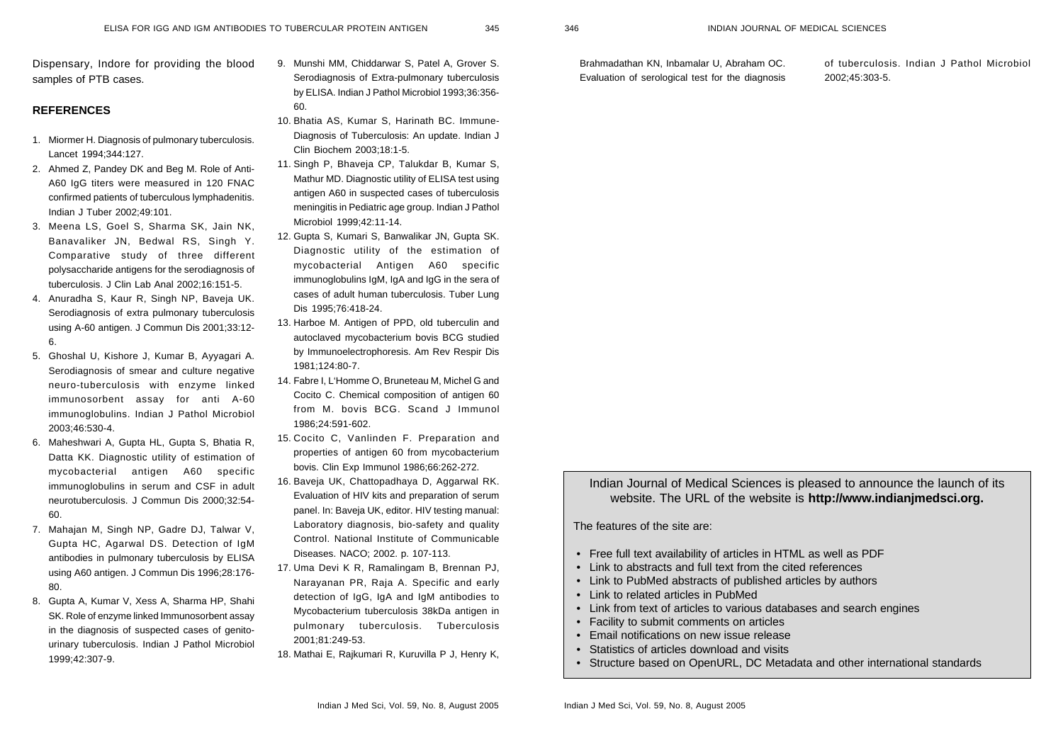Dispensary, Indore for providing the blood samples of PTB cases.

## REFERENCES

1. Miormer H. Diagnosis of pulmonary tuberculosis. Lancet 1994;344:127.
2. Ahmed Z, Pandey DK and Beg M. Role of Anti-A60 IgG titers were measured in 120 FNAC confirmed patients of tuberculous lymphadenitis. Indian J Tuber 2002;49:101.
3. Meena LS, Goel S, Sharma SK, Jain NK, Banavaliker JN, Bedwal RS, Singh Y. Comparative study of three different polysaccharide antigens for the serodiagnosis of tuberculosis. J Clin Lab Anal 2002;16:151-5.
4. Anuradha S, Kaur R, Singh NP, Baveja UK. Serodiagnosis of extra pulmonary tuberculosis using A-60 antigen. J Commun Dis 2001;33:12-6.
5. Ghoshal U, Kishore J, Kumar B, Ayyagari A. Serodiagnosis of smear and culture negative neuro-tuberculosis with enzyme linked immunosorbent assay for anti A-60 immunoglobulins. Indian J Pathol Microbiol 2003;46:530-4.
6. Maheshwari A, Gupta HL, Gupta S, Bhatia R, Datta KK. Diagnostic utility of estimation of mycobacterial antigen A60 specific immunoglobulins in serum and CSF in adult neurotuberculosis. J Commun Dis 2000;32:54-60.
7. Mahajan M, Singh NP, Gadre DJ, Talwar V, Gupta HC, Agarwal DS. Detection of IgM antibodies in pulmonary tuberculosis by ELISA using A60 antigen. J Commun Dis 1996;28:176-80.
8. Gupta A, Kumar V, Xess A, Sharma HP, Shahi SK. Role of enzyme linked Immunosorbent assay in the diagnosis of suspected cases of genito-urinary tuberculosis. Indian J Pathol Microbiol 1999;42:307-9.
9. Munshi MM, Chiddarwar S, Patel A, Grover S. Serodiagnosis of Extra-pulmonary tuberculosis by ELISA. Indian J Pathol Microbiol 1993;36:356-60.
10. Bhatia AS, Kumar S, Harinath BC. Immune-Diagnosis of Tuberculosis: An update. Indian J Clin Biochem 2003;18:1-5.
11. Singh P, Bhaveja CP, Talukdar B, Kumar S, Mathur MD. Diagnostic utility of ELISA test using antigen A60 in suspected cases of tuberculosis meningitis in Pediatric age group. Indian J Pathol Microbiol 1999;42:11-14.
12. Gupta S, Kumari S, Banwalikar JN, Gupta SK. Diagnostic utility of the estimation of mycobacterial Antigen A60 specific immunoglobulins IgM, IgA and IgG in the sera of cases of adult human tuberculosis. Tuber Lung Dis 1995;76:418-24.
13. Harboe M. Antigen of PPD, old tuberculin and autoclaved mycobacterium bovis BCG studied by Immunoelectrophoresis. Am Rev Respir Dis 1981;124:80-7.
14. Fabre I, L'Homme O, Bruneteau M, Michel G and Cocito C. Chemical composition of antigen 60 from M. bovis BCG. Scand J Immunol 1986;24:591-602.
15. Cocito C, Vanlinden F. Preparation and properties of antigen 60 from mycobacterium bovis. Clin Exp Immunol 1986;66:262-272.
16. Baveja UK, Chattopadhaya D, Aggarwal RK. Evaluation of HIV kits and preparation of serum panel. In: Baveja UK, editor. HIV testing manual: Laboratory diagnosis, bio-safety and quality Control. National Institute of Communicable Diseases. NACO; 2002. p. 107-113.
17. Uma Devi K R, Ramalingam B, Brennan PJ, Narayanan PR, Raja A. Specific and early detection of IgG, IgA and IgM antibodies to Mycobacterium tuberculosis 38kDa antigen in pulmonary tuberculosis. Tuberculosis 2001;81:249-53.
18. Mathai E, Rajkumari R, Kuruvilla P J, Henry K, Brahmadathan KN, Inbamalar U, Abraham OC. Evaluation of serological test for the diagnosis of tuberculosis. Indian J Pathol Microbiol 2002;45:303-5.

---

Indian Journal of Medical Sciences is pleased to announce the launch of its website. The URL of the website is **http://www.indianjmedsci.org.**

The features of the site are:

- Free full text availability of articles in HTML as well as PDF
- Link to abstracts and full text from the cited references
- Link to PubMed abstracts of published articles by authors
- Link to related articles in PubMed
- Link from text of articles to various databases and search engines
- Facility to submit comments on articles
- Email notifications on new issue release
- Statistics of articles download and visits
- Structure based on OpenURL, DC Metadata and other international standards